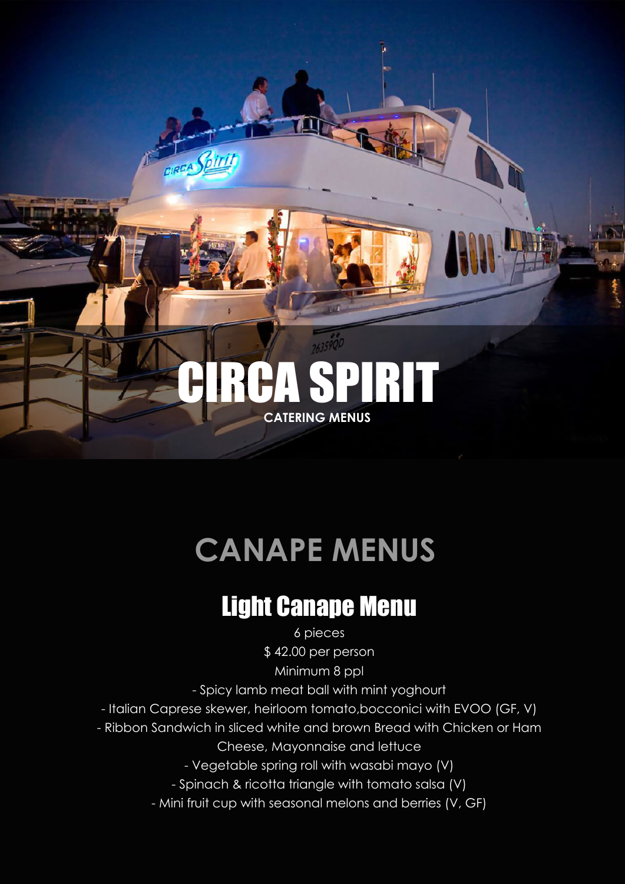# CIRCA SPIRIT

**CATERING MENUS**

## CANAPE MENUS

### Light Canape Menu

6 pieces

$ 42.00 per person

Minimum 8 ppl

- Spicy lamb meat ball with mint yoghourt
- Italian Caprese skewer, heirloom tomato,bocconici with EVOO (GF, V)
- Ribbon Sandwich in sliced white and brown Bread with Chicken or Ham Cheese, Mayonnaise and lettuce
- Vegetable spring roll with wasabi mayo (V)
- Spinach & ricotta triangle with tomato salsa (V)
- Mini fruit cup with seasonal melons and berries (V, GF)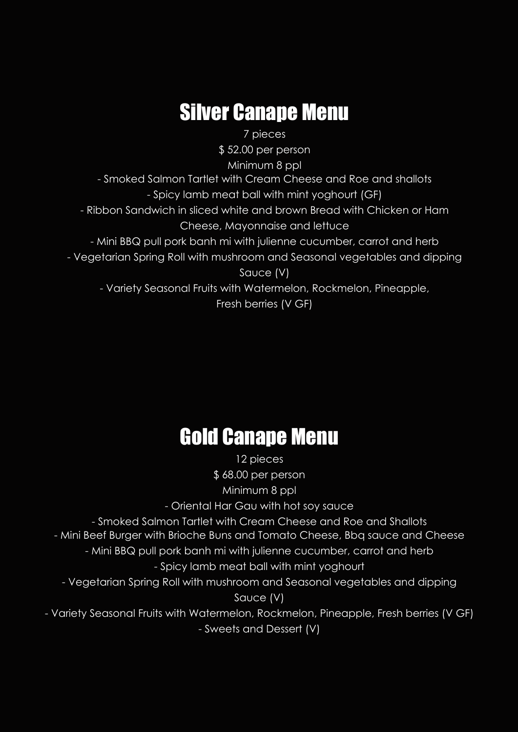# Silver Canape Menu

7 pieces

$ 52.00 per person

Minimum 8 ppl

- Smoked Salmon Tartlet with Cream Cheese and Roe and shallots
- Spicy lamb meat ball with mint yoghourt (GF)
- Ribbon Sandwich in sliced white and brown Bread with Chicken or Ham Cheese, Mayonnaise and lettuce
- Mini BBQ pull pork banh mi with julienne cucumber, carrot and herb
- Vegetarian Spring Roll with mushroom and Seasonal vegetables and dipping Sauce (V)
- Variety Seasonal Fruits with Watermelon, Rockmelon, Pineapple, Fresh berries (V GF)

# Gold Canape Menu

12 pieces

$ 68.00 per person

Minimum 8 ppl

- Oriental Har Gau with hot soy sauce
- Smoked Salmon Tartlet with Cream Cheese and Roe and Shallots
- Mini Beef Burger with Brioche Buns and Tomato Cheese, Bbq sauce and Cheese
- Mini BBQ pull pork banh mi with julienne cucumber, carrot and herb
- Spicy lamb meat ball with mint yoghourt
- Vegetarian Spring Roll with mushroom and Seasonal vegetables and dipping Sauce (V)
- Variety Seasonal Fruits with Watermelon, Rockmelon, Pineapple, Fresh berries (V GF)
- Sweets and Dessert (V)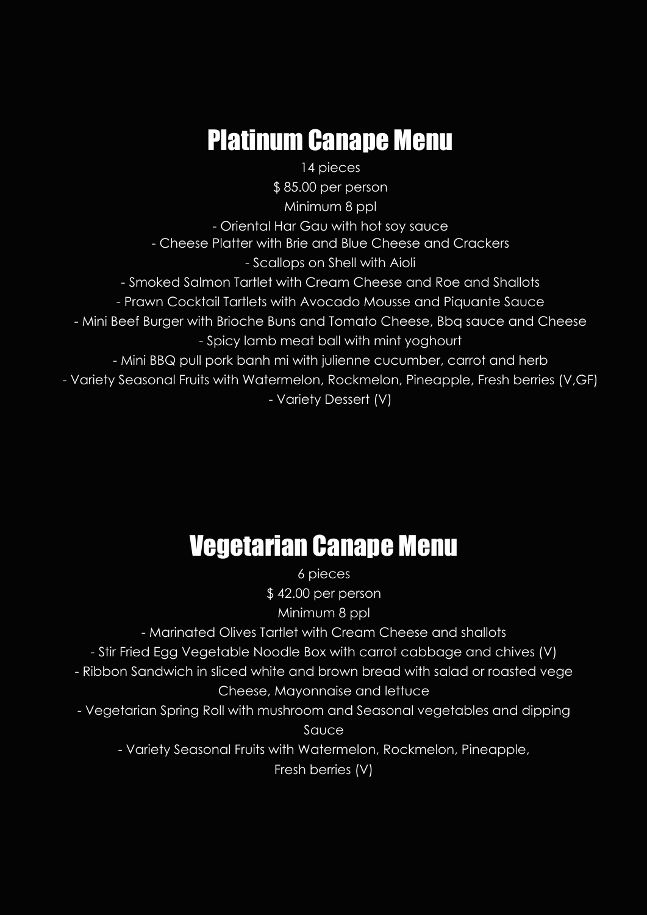# Platinum Canape Menu

14 pieces

$ 85.00 per person

Minimum 8 ppl

- Oriental Har Gau with hot soy sauce
- Cheese Platter with Brie and Blue Cheese and Crackers
- Scallops on Shell with Aioli
- Smoked Salmon Tartlet with Cream Cheese and Roe and Shallots
- Prawn Cocktail Tartlets with Avocado Mousse and Piquante Sauce
- Mini Beef Burger with Brioche Buns and Tomato Cheese, Bbq sauce and Cheese
- Spicy lamb meat ball with mint yoghourt
- Mini BBQ pull pork banh mi with julienne cucumber, carrot and herb
- Variety Seasonal Fruits with Watermelon, Rockmelon, Pineapple, Fresh berries (V,GF)
- Variety Dessert (V)

# Vegetarian Canape Menu

6 pieces

$ 42.00 per person

Minimum 8 ppl

- Marinated Olives Tartlet with Cream Cheese and shallots
- Stir Fried Egg Vegetable Noodle Box with carrot cabbage and chives (V)
- Ribbon Sandwich in sliced white and brown bread with salad or roasted vege Cheese, Mayonnaise and lettuce
- Vegetarian Spring Roll with mushroom and Seasonal vegetables and dipping Sauce
- Variety Seasonal Fruits with Watermelon, Rockmelon, Pineapple, Fresh berries (V)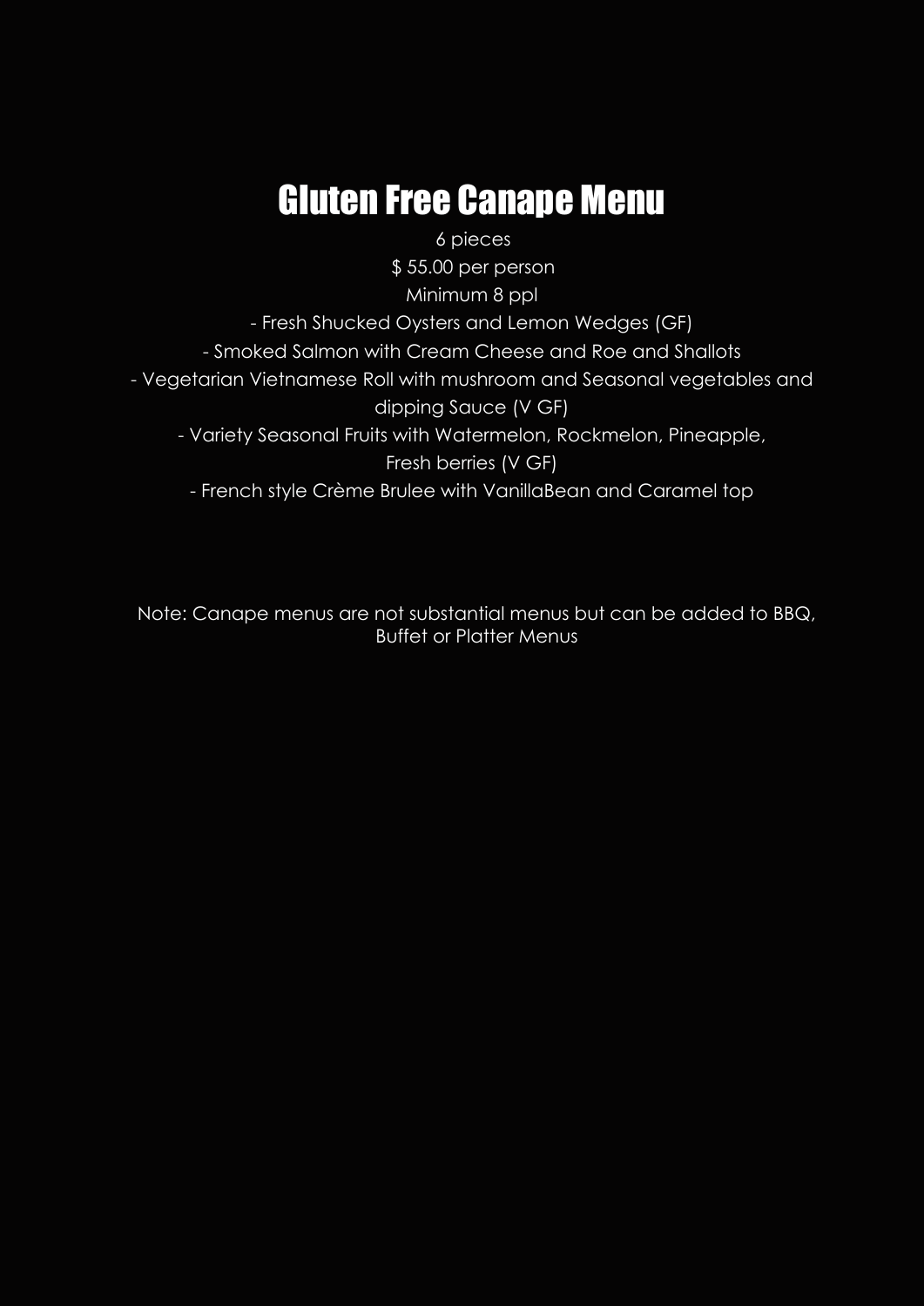# Gluten Free Canape Menu

6 pieces

$ 55.00 per person

Minimum 8 ppl

- Fresh Shucked Oysters and Lemon Wedges (GF)
- Smoked Salmon with Cream Cheese and Roe and Shallots
- Vegetarian Vietnamese Roll with mushroom and Seasonal vegetables and dipping Sauce (V GF)
- Variety Seasonal Fruits with Watermelon, Rockmelon, Pineapple, Fresh berries (V GF)
- French style Crème Brulee with VanillaBean and Caramel top

Note: Canape menus are not substantial menus but can be added to BBQ, Buffet or Platter Menus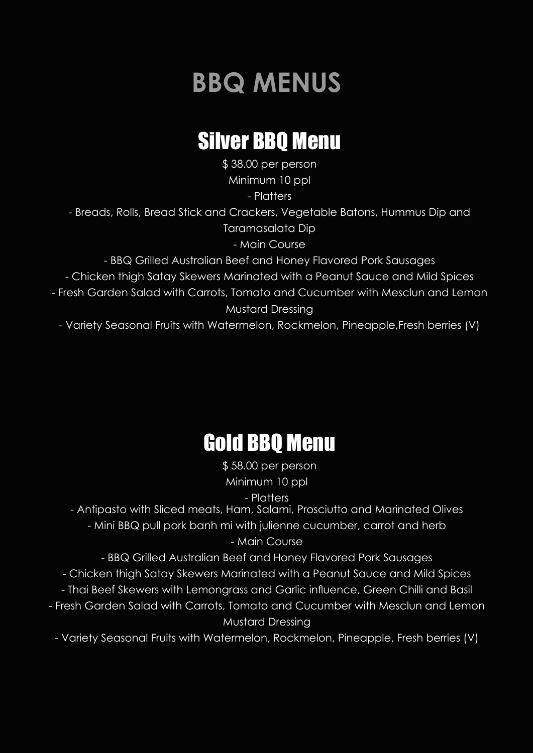# BBQ MENUS

## Silver BBQ Menu

$ 38.00 per person

Minimum 10 ppl

- Platters
- Breads, Rolls, Bread Stick and Crackers, Vegetable Batons, Hummus Dip and Taramasalata Dip
- Main Course
- BBQ Grilled Australian Beef and Honey Flavored Pork Sausages
- Chicken thigh Satay Skewers Marinated with a Peanut Sauce and Mild Spices
- Fresh Garden Salad with Carrots, Tomato and Cucumber with Mesclun and Lemon Mustard Dressing
- Variety Seasonal Fruits with Watermelon, Rockmelon, Pineapple,Fresh berries (V)

## Gold BBQ Menu

$ 58.00 per person

Minimum 10 ppl

- Platters
- Antipasto with Sliced meats, Ham, Salami, Prosciutto and Marinated Olives
- Mini BBQ pull pork banh mi with julienne cucumber, carrot and herb
- Main Course
- BBQ Grilled Australian Beef and Honey Flavored Pork Sausages
- Chicken thigh Satay Skewers Marinated with a Peanut Sauce and Mild Spices
- Thai Beef Skewers with Lemongrass and Garlic influence, Green Chilli and Basil
- Fresh Garden Salad with Carrots, Tomato and Cucumber with Mesclun and Lemon Mustard Dressing
- Variety Seasonal Fruits with Watermelon, Rockmelon, Pineapple, Fresh berries (V)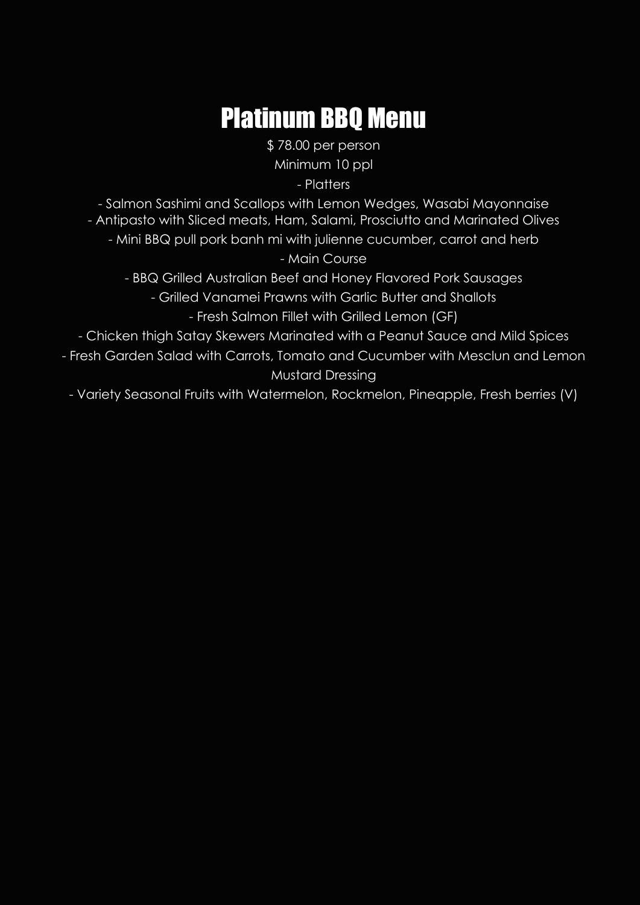# Platinum BBQ Menu

$ 78.00 per person

Minimum 10 ppl

- Platters

- Salmon Sashimi and Scallops with Lemon Wedges, Wasabi Mayonnaise
- Antipasto with Sliced meats, Ham, Salami, Prosciutto and Marinated Olives
- Mini BBQ pull pork banh mi with julienne cucumber, carrot and herb

- Main Course

- BBQ Grilled Australian Beef and Honey Flavored Pork Sausages
- Grilled Vanamei Prawns with Garlic Butter and Shallots
- Fresh Salmon Fillet with Grilled Lemon (GF)
- Chicken thigh Satay Skewers Marinated with a Peanut Sauce and Mild Spices
- Fresh Garden Salad with Carrots, Tomato and Cucumber with Mesclun and Lemon Mustard Dressing
- Variety Seasonal Fruits with Watermelon, Rockmelon, Pineapple, Fresh berries (V)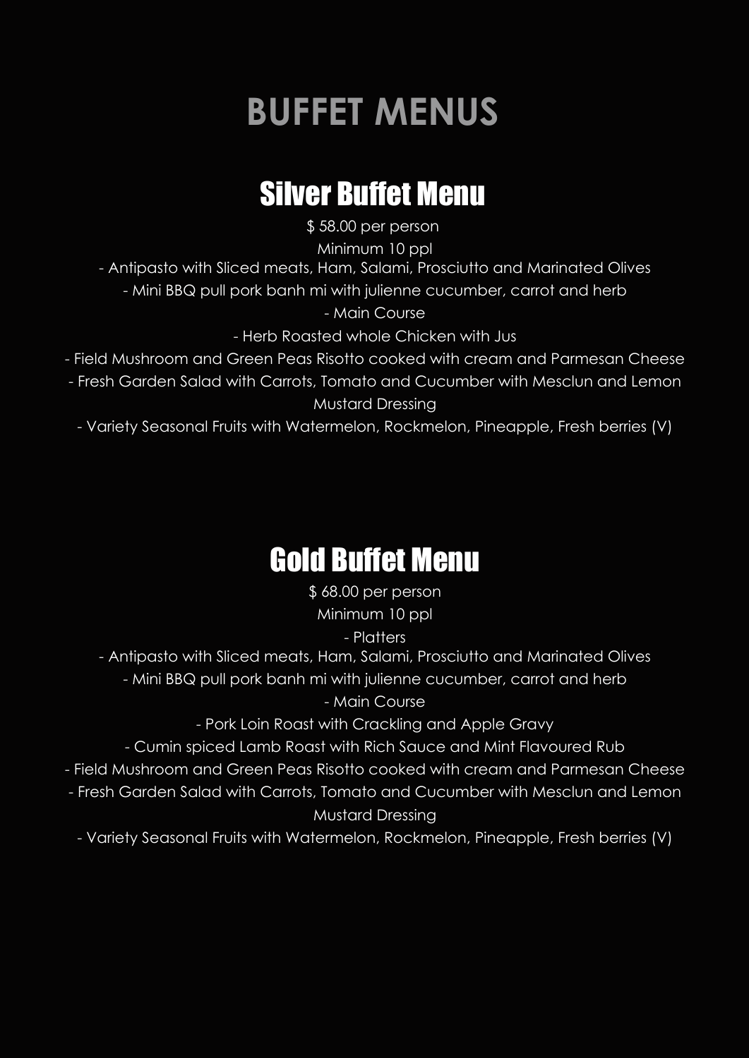# BUFFET MENUS

## Silver Buffet Menu

$ 58.00 per person

Minimum 10 ppl

- Antipasto with Sliced meats, Ham, Salami, Prosciutto and Marinated Olives
- Mini BBQ pull pork banh mi with julienne cucumber, carrot and herb
- Main Course
- Herb Roasted whole Chicken with Jus
- Field Mushroom and Green Peas Risotto cooked with cream and Parmesan Cheese
- Fresh Garden Salad with Carrots, Tomato and Cucumber with Mesclun and Lemon Mustard Dressing
- Variety Seasonal Fruits with Watermelon, Rockmelon, Pineapple, Fresh berries (V)

## Gold Buffet Menu

$ 68.00 per person

Minimum 10 ppl

- Platters
- Antipasto with Sliced meats, Ham, Salami, Prosciutto and Marinated Olives
- Mini BBQ pull pork banh mi with julienne cucumber, carrot and herb
- Main Course
- Pork Loin Roast with Crackling and Apple Gravy
- Cumin spiced Lamb Roast with Rich Sauce and Mint Flavoured Rub
- Field Mushroom and Green Peas Risotto cooked with cream and Parmesan Cheese
- Fresh Garden Salad with Carrots, Tomato and Cucumber with Mesclun and Lemon Mustard Dressing
- Variety Seasonal Fruits with Watermelon, Rockmelon, Pineapple, Fresh berries (V)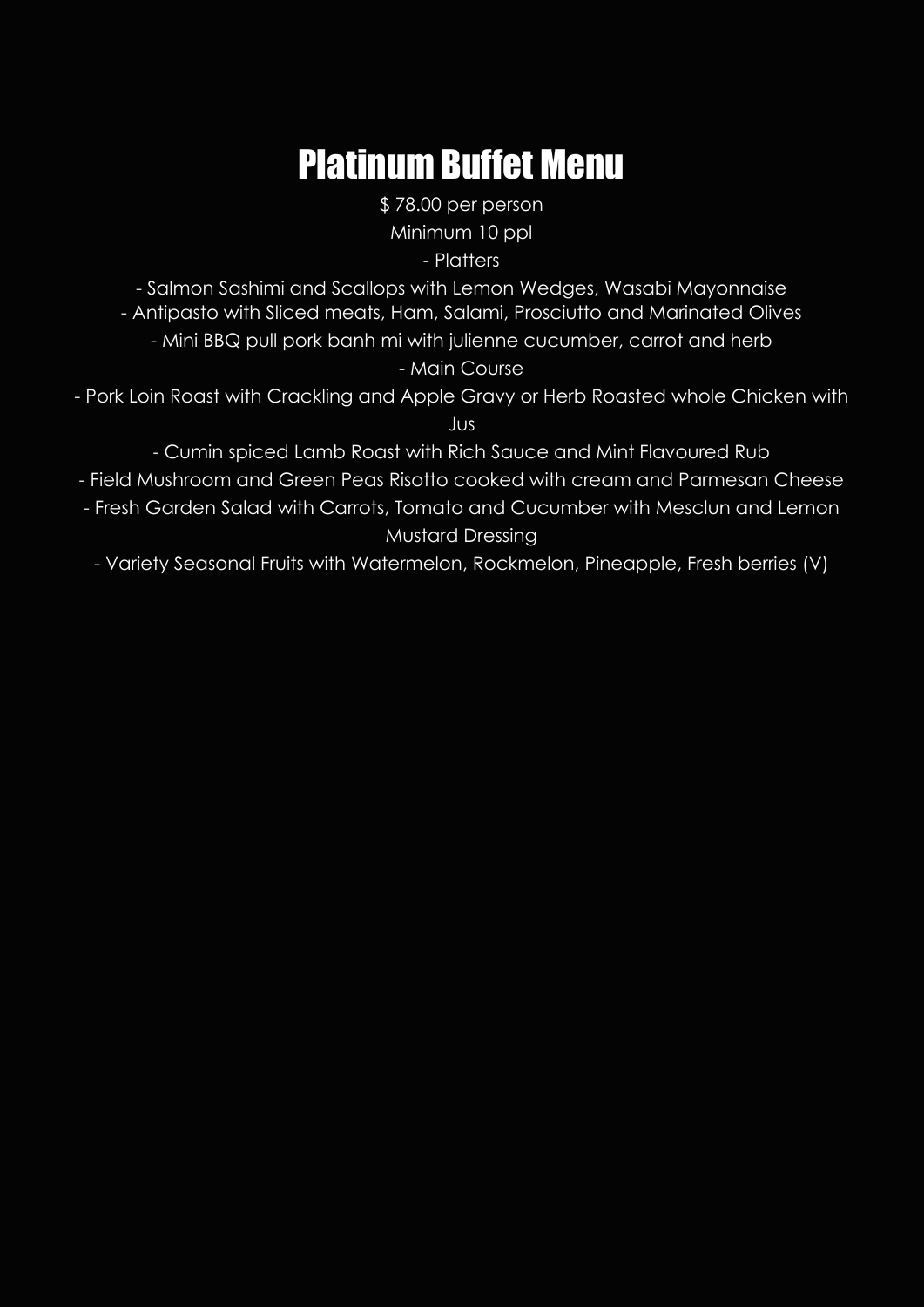# Platinum Buffet Menu

$ 78.00 per person

Minimum 10 ppl

- Platters

- Salmon Sashimi and Scallops with Lemon Wedges, Wasabi Mayonnaise
- Antipasto with Sliced meats, Ham, Salami, Prosciutto and Marinated Olives
- Mini BBQ pull pork banh mi with julienne cucumber, carrot and herb

- Main Course

- Pork Loin Roast with Crackling and Apple Gravy or Herb Roasted whole Chicken with Jus
- Cumin spiced Lamb Roast with Rich Sauce and Mint Flavoured Rub
- Field Mushroom and Green Peas Risotto cooked with cream and Parmesan Cheese
- Fresh Garden Salad with Carrots, Tomato and Cucumber with Mesclun and Lemon Mustard Dressing
- Variety Seasonal Fruits with Watermelon, Rockmelon, Pineapple, Fresh berries (V)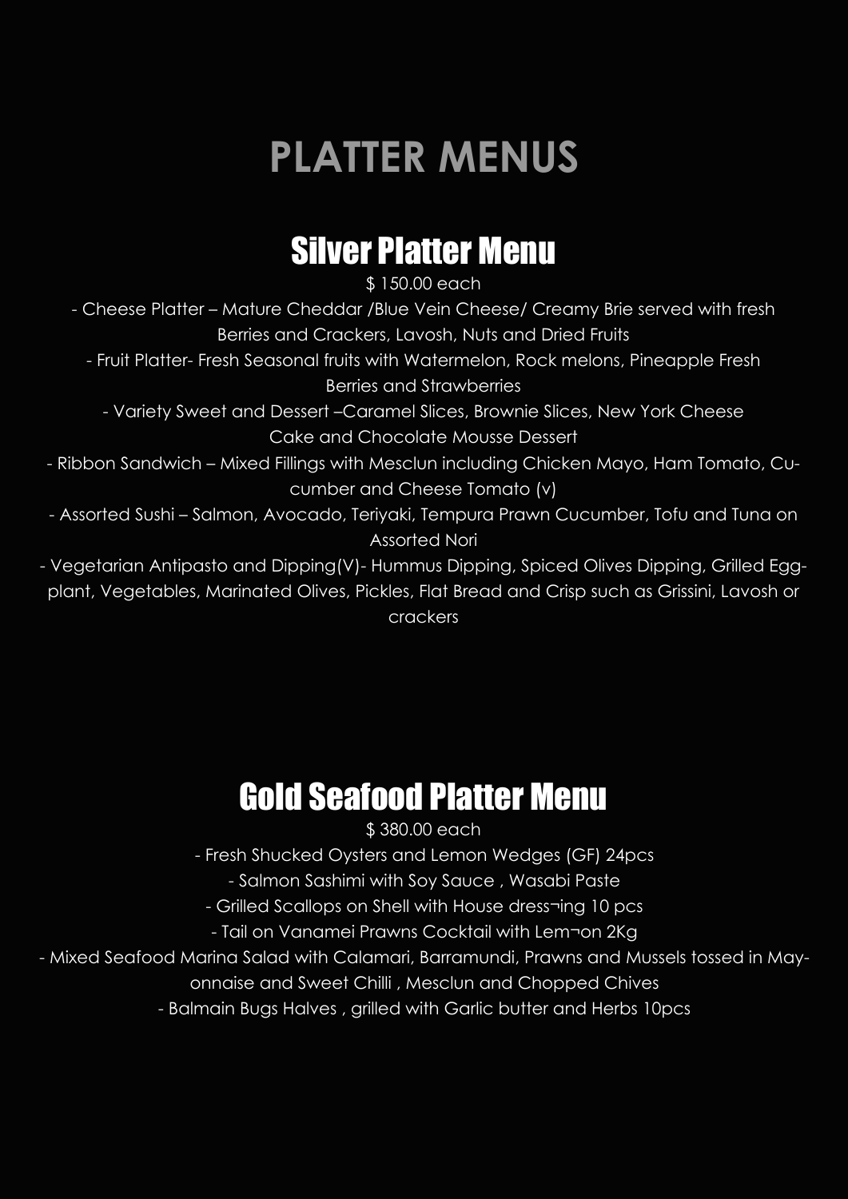# PLATTER MENUS

## Silver Platter Menu

$ 150.00 each

- Cheese Platter – Mature Cheddar /Blue Vein Cheese/ Creamy Brie served with fresh Berries and Crackers, Lavosh, Nuts and Dried Fruits
- Fruit Platter- Fresh Seasonal fruits with Watermelon, Rock melons, Pineapple Fresh Berries and Strawberries
- Variety Sweet and Dessert –Caramel Slices, Brownie Slices, New York Cheese Cake and Chocolate Mousse Dessert
- Ribbon Sandwich – Mixed Fillings with Mesclun including Chicken Mayo, Ham Tomato, Cucumber and Cheese Tomato (v)
- Assorted Sushi – Salmon, Avocado, Teriyaki, Tempura Prawn Cucumber, Tofu and Tuna on Assorted Nori
- Vegetarian Antipasto and Dipping(V)- Hummus Dipping, Spiced Olives Dipping, Grilled Eggplant, Vegetables, Marinated Olives, Pickles, Flat Bread and Crisp such as Grissini, Lavosh or crackers

## Gold Seafood Platter Menu

$ 380.00 each

- Fresh Shucked Oysters and Lemon Wedges (GF) 24pcs
- Salmon Sashimi with Soy Sauce , Wasabi Paste
- Grilled Scallops on Shell with House dress¬ing 10 pcs
- Tail on Vanamei Prawns Cocktail with Lem¬on 2Kg
- Mixed Seafood Marina Salad with Calamari, Barramundi, Prawns and Mussels tossed in Mayonnaise and Sweet Chilli , Mesclun and Chopped Chives
- Balmain Bugs Halves , grilled with Garlic butter and Herbs 10pcs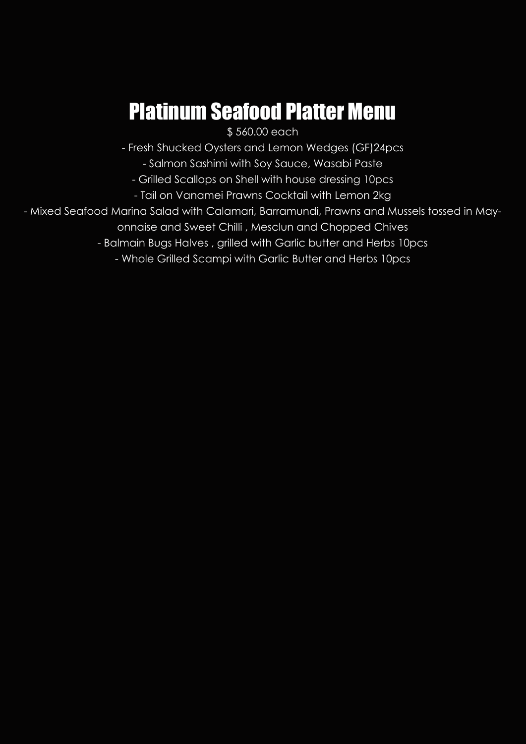# Platinum Seafood Platter Menu

$ 560.00 each

- Fresh Shucked Oysters and Lemon Wedges (GF)24pcs
- Salmon Sashimi with Soy Sauce, Wasabi Paste
- Grilled Scallops on Shell with house dressing 10pcs
- Tail on Vanamei Prawns Cocktail with Lemon 2kg
- Mixed Seafood Marina Salad with Calamari, Barramundi, Prawns and Mussels tossed in Mayonnaise and Sweet Chilli , Mesclun and Chopped Chives
- Balmain Bugs Halves , grilled with Garlic butter and Herbs 10pcs
- Whole Grilled Scampi with Garlic Butter and Herbs 10pcs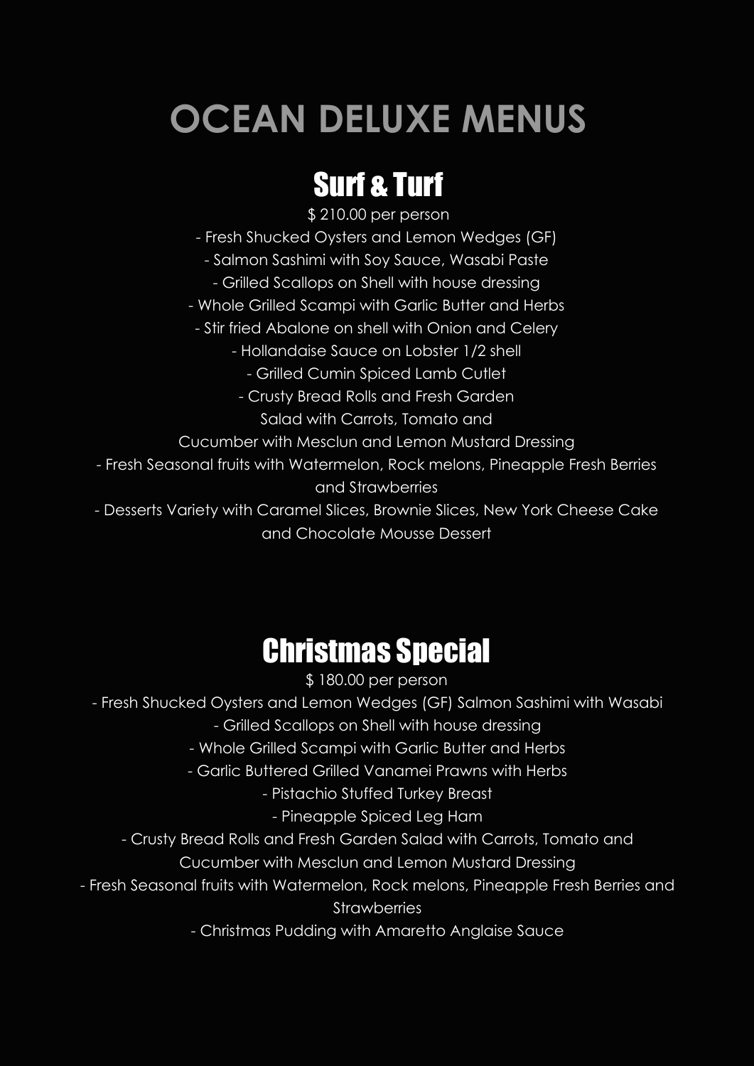# OCEAN DELUXE MENUS

## Surf & Turf

$ 210.00 per person

- Fresh Shucked Oysters and Lemon Wedges (GF)
- Salmon Sashimi with Soy Sauce, Wasabi Paste
- Grilled Scallops on Shell with house dressing
- Whole Grilled Scampi with Garlic Butter and Herbs
- Stir fried Abalone on shell with Onion and Celery
- Hollandaise Sauce on Lobster 1/2 shell
- Grilled Cumin Spiced Lamb Cutlet
- Crusty Bread Rolls and Fresh Garden Salad with Carrots, Tomato and Cucumber with Mesclun and Lemon Mustard Dressing
- Fresh Seasonal fruits with Watermelon, Rock melons, Pineapple Fresh Berries and Strawberries
- Desserts Variety with Caramel Slices, Brownie Slices, New York Cheese Cake and Chocolate Mousse Dessert

## Christmas Special

$ 180.00 per person

- Fresh Shucked Oysters and Lemon Wedges (GF) Salmon Sashimi with Wasabi
- Grilled Scallops on Shell with house dressing
- Whole Grilled Scampi with Garlic Butter and Herbs
- Garlic Buttered Grilled Vanamei Prawns with Herbs
- Pistachio Stuffed Turkey Breast
- Pineapple Spiced Leg Ham
- Crusty Bread Rolls and Fresh Garden Salad with Carrots, Tomato and Cucumber with Mesclun and Lemon Mustard Dressing
- Fresh Seasonal fruits with Watermelon, Rock melons, Pineapple Fresh Berries and Strawberries
- Christmas Pudding with Amaretto Anglaise Sauce